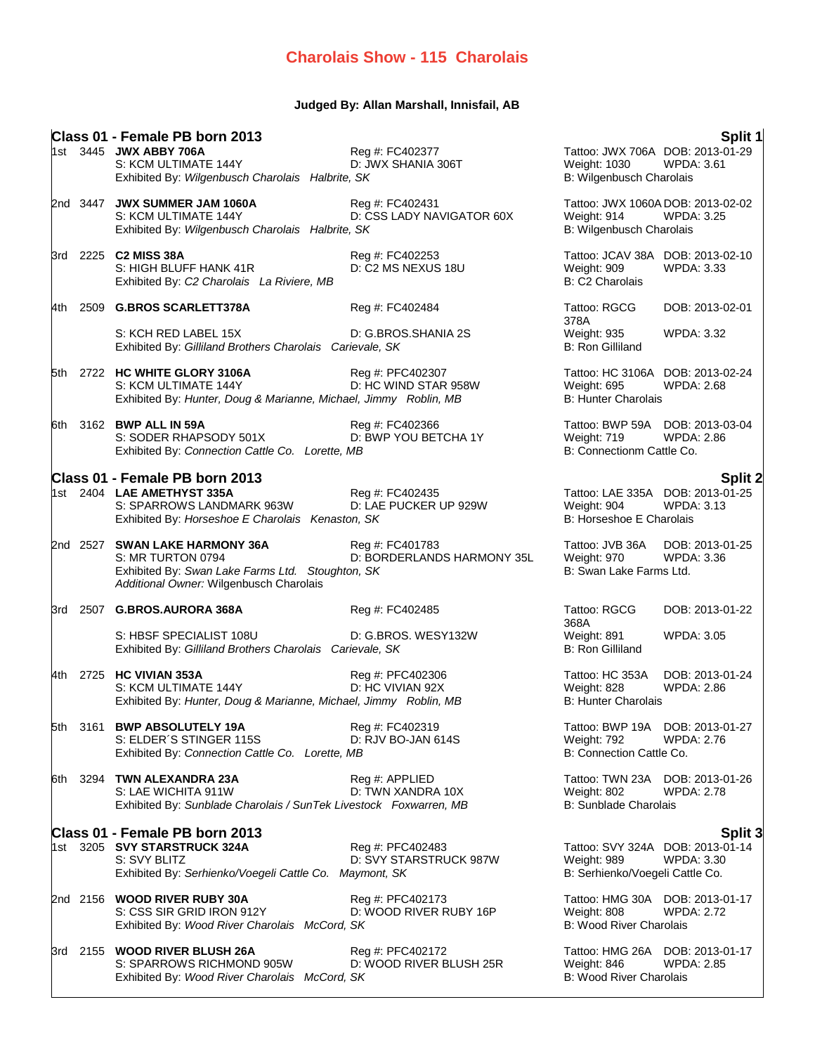# Charolais Show - 115 Charolais

**Judged By: Allan Marshall, Innisfail, AB**

## Class 01 - Female PB born 2013 — Split 1

1st 3445 **JWX ABBY 706A** — Reg #: FC402377 — Tattoo: JWX 706A DOB: 2013-01-29
S: KCM ULTIMATE 144Y — D: JWX SHANIA 306T — Weight: 1030 WPDA: 3.61
Exhibited By: *Wilgenbusch Charolais Halbrite, SK* — B: Wilgenbusch Charolais

2nd 3447 **JWX SUMMER JAM 1060A** — Reg #: FC402431 — Tattoo: JWX 1060A DOB: 2013-02-02
S: KCM ULTIMATE 144Y — D: CSS LADY NAVIGATOR 60X — Weight: 914 WPDA: 3.25
Exhibited By: *Wilgenbusch Charolais Halbrite, SK* — B: Wilgenbusch Charolais

3rd 2225 **C2 MISS 38A** — Reg #: FC402253 — Tattoo: JCAV 38A DOB: 2013-02-10
S: HIGH BLUFF HANK 41R — D: C2 MS NEXUS 18U — Weight: 909 WPDA: 3.33
Exhibited By: *C2 Charolais La Riviere, MB* — B: C2 Charolais

4th 2509 **G.BROS SCARLETT378A** — Reg #: FC402484 — Tattoo: RGCG 378A DOB: 2013-02-01
S: KCH RED LABEL 15X — D: G.BROS.SHANIA 2S — Weight: 935 WPDA: 3.32
Exhibited By: *Gilliland Brothers Charolais Carievale, SK* — B: Ron Gilliland

5th 2722 **HC WHITE GLORY 3106A** — Reg #: PFC402307 — Tattoo: HC 3106A DOB: 2013-02-24
S: KCM ULTIMATE 144Y — D: HC WIND STAR 958W — Weight: 695 WPDA: 2.68
Exhibited By: *Hunter, Doug & Marianne, Michael, Jimmy Roblin, MB* — B: Hunter Charolais

6th 3162 **BWP ALL IN 59A** — Reg #: FC402366 — Tattoo: BWP 59A DOB: 2013-03-04
S: SODER RHAPSODY 501X — D: BWP YOU BETCHA 1Y — Weight: 719 WPDA: 2.86
Exhibited By: *Connection Cattle Co. Lorette, MB* — B: Connectionm Cattle Co.

## Class 01 - Female PB born 2013 — Split 2

1st 2404 **LAE AMETHYST 335A** — Reg #: FC402435 — Tattoo: LAE 335A DOB: 2013-01-25
S: SPARROWS LANDMARK 963W — D: LAE PUCKER UP 929W — Weight: 904 WPDA: 3.13
Exhibited By: *Horseshoe E Charolais Kenaston, SK* — B: Horseshoe E Charolais

2nd 2527 **SWAN LAKE HARMONY 36A** — Reg #: FC401783 — Tattoo: JVB 36A DOB: 2013-01-25
S: MR TURTON 0794 — D: BORDERLANDS HARMONY 35L — Weight: 970 WPDA: 3.36
Exhibited By: *Swan Lake Farms Ltd. Stoughton, SK* — B: Swan Lake Farms Ltd.
*Additional Owner:* Wilgenbusch Charolais

3rd 2507 **G.BROS.AURORA 368A** — Reg #: FC402485 — Tattoo: RGCG 368A DOB: 2013-01-22
S: HBSF SPECIALIST 108U — D: G.BROS. WESY132W — Weight: 891 WPDA: 3.05
Exhibited By: *Gilliland Brothers Charolais Carievale, SK* — B: Ron Gilliland

4th 2725 **HC VIVIAN 353A** — Reg #: PFC402306 — Tattoo: HC 353A DOB: 2013-01-24
S: KCM ULTIMATE 144Y — D: HC VIVIAN 92X — Weight: 828 WPDA: 2.86
Exhibited By: *Hunter, Doug & Marianne, Michael, Jimmy Roblin, MB* — B: Hunter Charolais

5th 3161 **BWP ABSOLUTELY 19A** — Reg #: FC402319 — Tattoo: BWP 19A DOB: 2013-01-27
S: ELDER´S STINGER 115S — D: RJV BO-JAN 614S — Weight: 792 WPDA: 2.76
Exhibited By: *Connection Cattle Co. Lorette, MB* — B: Connection Cattle Co.

6th 3294 **TWN ALEXANDRA 23A** — Reg #: APPLIED — Tattoo: TWN 23A DOB: 2013-01-26
S: LAE WICHITA 911W — D: TWN XANDRA 10X — Weight: 802 WPDA: 2.78
Exhibited By: *Sunblade Charolais / SunTek Livestock Foxwarren, MB* — B: Sunblade Charolais

## Class 01 - Female PB born 2013 — Split 3

1st 3205 **SVY STARSTRUCK 324A** — Reg #: PFC402483 — Tattoo: SVY 324A DOB: 2013-01-14
S: SVY BLITZ — D: SVY STARSTRUCK 987W — Weight: 989 WPDA: 3.30
Exhibited By: *Serhienko/Voegeli Cattle Co. Maymont, SK* — B: Serhienko/Voegeli Cattle Co.

2nd 2156 **WOOD RIVER RUBY 30A** — Reg #: PFC402173 — Tattoo: HMG 30A DOB: 2013-01-17
S: CSS SIR GRID IRON 912Y — D: WOOD RIVER RUBY 16P — Weight: 808 WPDA: 2.72
Exhibited By: *Wood River Charolais McCord, SK* — B: Wood River Charolais

3rd 2155 **WOOD RIVER BLUSH 26A** — Reg #: PFC402172 — Tattoo: HMG 26A DOB: 2013-01-17
S: SPARROWS RICHMOND 905W — D: WOOD RIVER BLUSH 25R — Weight: 846 WPDA: 2.85
Exhibited By: *Wood River Charolais McCord, SK* — B: Wood River Charolais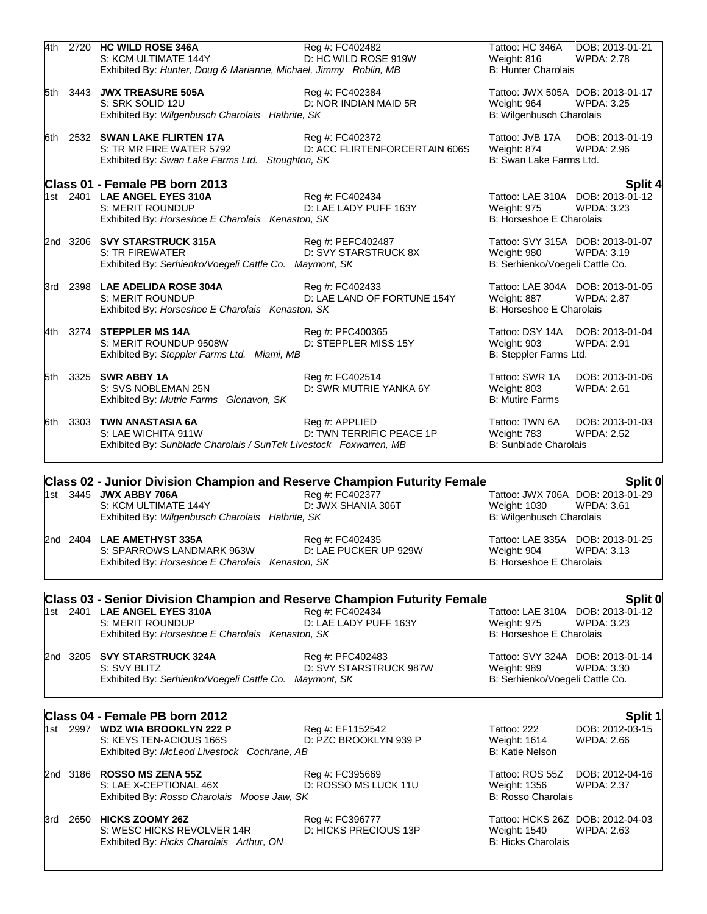4th 2720 **HC WILD ROSE 346A** Reg #: FC402482 Tattoo: HC 346A DOB: 2013-01-21
S: KCM ULTIMATE 144Y D: HC WILD ROSE 919W Weight: 816 WPDA: 2.78
Exhibited By: *Hunter, Doug & Marianne, Michael, Jimmy Roblin, MB* B: Hunter Charolais

5th 3443 **JWX TREASURE 505A** Reg #: FC402384 Tattoo: JWX 505A DOB: 2013-01-17
S: SRK SOLID 12U D: NOR INDIAN MAID 5R Weight: 964 WPDA: 3.25
Exhibited By: *Wilgenbusch Charolais Halbrite, SK* B: Wilgenbusch Charolais

6th 2532 **SWAN LAKE FLIRTEN 17A** Reg #: FC402372 Tattoo: JVB 17A DOB: 2013-01-19
S: TR MR FIRE WATER 5792 D: ACC FLIRTENFORCERTAIN 606S Weight: 874 WPDA: 2.96
Exhibited By: *Swan Lake Farms Ltd. Stoughton, SK* B: Swan Lake Farms Ltd.

## Class 01 - Female PB born 2013 — Split 4

1st 2401 **LAE ANGEL EYES 310A** Reg #: FC402434 Tattoo: LAE 310A DOB: 2013-01-12
S: MERIT ROUNDUP D: LAE LADY PUFF 163Y Weight: 975 WPDA: 3.23
Exhibited By: *Horseshoe E Charolais Kenaston, SK* B: Horseshoe E Charolais

2nd 3206 **SVY STARSTRUCK 315A** Reg #: PEFC402487 Tattoo: SVY 315A DOB: 2013-01-07
S: TR FIREWATER D: SVY STARSTRUCK 8X Weight: 980 WPDA: 3.19
Exhibited By: *Serhienko/Voegeli Cattle Co. Maymont, SK* B: Serhienko/Voegeli Cattle Co.

3rd 2398 **LAE ADELIDA ROSE 304A** Reg #: FC402433 Tattoo: LAE 304A DOB: 2013-01-05
S: MERIT ROUNDUP D: LAE LAND OF FORTUNE 154Y Weight: 887 WPDA: 2.87
Exhibited By: *Horseshoe E Charolais Kenaston, SK* B: Horseshoe E Charolais

4th 3274 **STEPPLER MS 14A** Reg #: PFC400365 Tattoo: DSY 14A DOB: 2013-01-04
S: MERIT ROUNDUP 9508W D: STEPPLER MISS 15Y Weight: 903 WPDA: 2.91
Exhibited By: *Steppler Farms Ltd. Miami, MB* B: Steppler Farms Ltd.

5th 3325 **SWR ABBY 1A** Reg #: FC402514 Tattoo: SWR 1A DOB: 2013-01-06
S: SVS NOBLEMAN 25N D: SWR MUTRIE YANKA 6Y Weight: 803 WPDA: 2.61
Exhibited By: *Mutrie Farms Glenavon, SK* B: Mutire Farms

6th 3303 **TWN ANASTASIA 6A** Reg #: APPLIED Tattoo: TWN 6A DOB: 2013-01-03
S: LAE WICHITA 911W D: TWN TERRIFIC PEACE 1P Weight: 783 WPDA: 2.52
Exhibited By: *Sunblade Charolais / SunTek Livestock Foxwarren, MB* B: Sunblade Charolais

## Class 02 - Junior Division Champion and Reserve Champion Futurity Female — Split 0

1st 3445 **JWX ABBY 706A** Reg #: FC402377 Tattoo: JWX 706A DOB: 2013-01-29
S: KCM ULTIMATE 144Y D: JWX SHANIA 306T Weight: 1030 WPDA: 3.61
Exhibited By: *Wilgenbusch Charolais Halbrite, SK* B: Wilgenbusch Charolais

2nd 2404 **LAE AMETHYST 335A** Reg #: FC402435 Tattoo: LAE 335A DOB: 2013-01-25
S: SPARROWS LANDMARK 963W D: LAE PUCKER UP 929W Weight: 904 WPDA: 3.13
Exhibited By: *Horseshoe E Charolais Kenaston, SK* B: Horseshoe E Charolais

## Class 03 - Senior Division Champion and Reserve Champion Futurity Female — Split 0

1st 2401 **LAE ANGEL EYES 310A** Reg #: FC402434 Tattoo: LAE 310A DOB: 2013-01-12
S: MERIT ROUNDUP D: LAE LADY PUFF 163Y Weight: 975 WPDA: 3.23
Exhibited By: *Horseshoe E Charolais Kenaston, SK* B: Horseshoe E Charolais

2nd 3205 **SVY STARSTRUCK 324A** Reg #: PFC402483 Tattoo: SVY 324A DOB: 2013-01-14
S: SVY BLITZ D: SVY STARSTRUCK 987W Weight: 989 WPDA: 3.30
Exhibited By: *Serhienko/Voegeli Cattle Co. Maymont, SK* B: Serhienko/Voegeli Cattle Co.

## Class 04 - Female PB born 2012 — Split 1

1st 2997 **WDZ WIA BROOKLYN 222 P** Reg #: EF1152542 Tattoo: 222 DOB: 2012-03-15
S: KEYS TEN-ACIOUS 166S D: PZC BROOKLYN 939 P Weight: 1614 WPDA: 2.66
Exhibited By: *McLeod Livestock Cochrane, AB* B: Katie Nelson

2nd 3186 **ROSSO MS ZENA 55Z** Reg #: FC395669 Tattoo: ROS 55Z DOB: 2012-04-16
S: LAE X-CEPTIONAL 46X D: ROSSO MS LUCK 11U Weight: 1356 WPDA: 2.37
Exhibited By: *Rosso Charolais Moose Jaw, SK* B: Rosso Charolais

3rd 2650 **HICKS ZOOMY 26Z** Reg #: FC396777 Tattoo: HCKS 26Z DOB: 2012-04-03
S: WESC HICKS REVOLVER 14R D: HICKS PRECIOUS 13P Weight: 1540 WPDA: 2.63
Exhibited By: *Hicks Charolais Arthur, ON* B: Hicks Charolais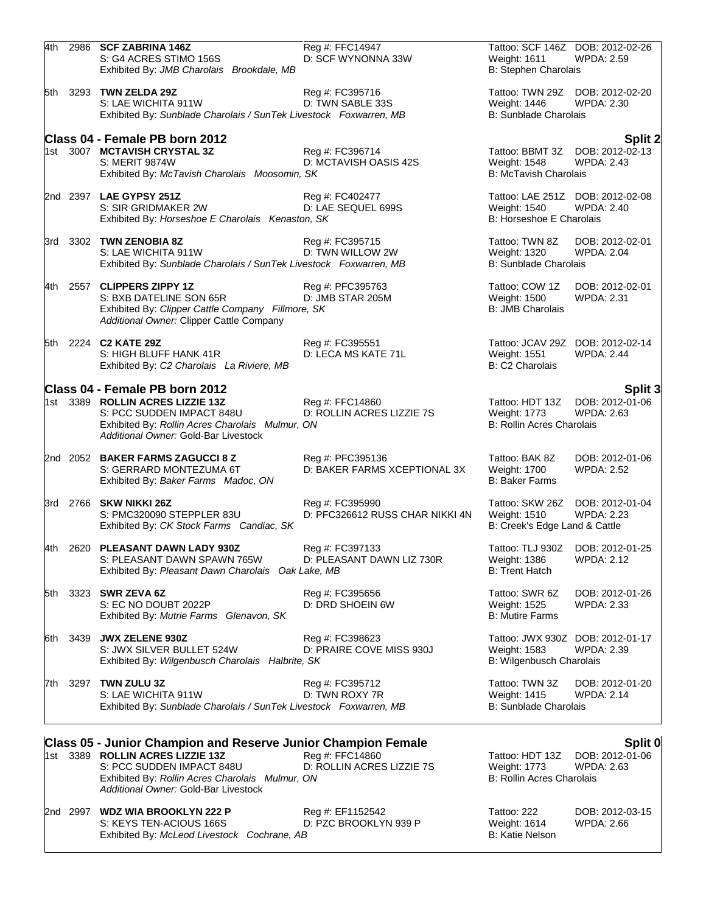4th 2986 **SCF ZABRINA 146Z** Reg #: FFC14947 Tattoo: SCF 146Z DOB: 2012-02-26
S: G4 ACRES STIMO 156S D: SCF WYNONNA 33W Weight: 1611 WPDA: 2.59
Exhibited By: *JMB Charolais Brookdale, MB* B: Stephen Charolais

5th 3293 **TWN ZELDA 29Z** Reg #: FC395716 Tattoo: TWN 29Z DOB: 2012-02-20
S: LAE WICHITA 911W D: TWN SABLE 33S Weight: 1446 WPDA: 2.30
Exhibited By: *Sunblade Charolais / SunTek Livestock Foxwarren, MB* B: Sunblade Charolais

## Class 04 - Female PB born 2012 — Split 2

1st 3007 **MCTAVISH CRYSTAL 3Z** Reg #: FC396714 Tattoo: BBMT 3Z DOB: 2012-02-13
S: MERIT 9874W D: MCTAVISH OASIS 42S Weight: 1548 WPDA: 2.43
Exhibited By: *McTavish Charolais Moosomin, SK* B: McTavish Charolais

2nd 2397 **LAE GYPSY 251Z** Reg #: FC402477 Tattoo: LAE 251Z DOB: 2012-02-08
S: SIR GRIDMAKER 2W D: LAE SEQUEL 699S Weight: 1540 WPDA: 2.40
Exhibited By: *Horseshoe E Charolais Kenaston, SK* B: Horseshoe E Charolais

3rd 3302 **TWN ZENOBIA 8Z** Reg #: FC395715 Tattoo: TWN 8Z DOB: 2012-02-01
S: LAE WICHITA 911W D: TWN WILLOW 2W Weight: 1320 WPDA: 2.04
Exhibited By: *Sunblade Charolais / SunTek Livestock Foxwarren, MB* B: Sunblade Charolais

4th 2557 **CLIPPERS ZIPPY 1Z** Reg #: PFC395763 Tattoo: COW 1Z DOB: 2012-02-01
S: BXB DATELINE SON 65R D: JMB STAR 205M Weight: 1500 WPDA: 2.31
Exhibited By: *Clipper Cattle Company Fillmore, SK* B: JMB Charolais
*Additional Owner:* Clipper Cattle Company

5th 2224 **C2 KATE 29Z** Reg #: FC395551 Tattoo: JCAV 29Z DOB: 2012-02-14
S: HIGH BLUFF HANK 41R D: LECA MS KATE 71L Weight: 1551 WPDA: 2.44
Exhibited By: *C2 Charolais La Riviere, MB* B: C2 Charolais

## Class 04 - Female PB born 2012 — Split 3

1st 3389 **ROLLIN ACRES LIZZIE 13Z** Reg #: FFC14860 Tattoo: HDT 13Z DOB: 2012-01-06
S: PCC SUDDEN IMPACT 848U D: ROLLIN ACRES LIZZIE 7S Weight: 1773 WPDA: 2.63
Exhibited By: *Rollin Acres Charolais Mulmur, ON* B: Rollin Acres Charolais
*Additional Owner:* Gold-Bar Livestock

2nd 2052 **BAKER FARMS ZAGUCCI 8 Z** Reg #: PFC395136 Tattoo: BAK 8Z DOB: 2012-01-06
S: GERRARD MONTEZUMA 6T D: BAKER FARMS XCEPTIONAL 3X Weight: 1700 WPDA: 2.52
Exhibited By: *Baker Farms Madoc, ON* B: Baker Farms

3rd 2766 **SKW NIKKI 26Z** Reg #: FC395990 Tattoo: SKW 26Z DOB: 2012-01-04
S: PMC320090 STEPPLER 83U D: PFC326612 RUSS CHAR NIKKI 4N Weight: 1510 WPDA: 2.23
Exhibited By: *CK Stock Farms Candiac, SK* B: Creek's Edge Land & Cattle

4th 2620 **PLEASANT DAWN LADY 930Z** Reg #: FC397133 Tattoo: TLJ 930Z DOB: 2012-01-25
S: PLEASANT DAWN SPAWN 765W D: PLEASANT DAWN LIZ 730R Weight: 1386 WPDA: 2.12
Exhibited By: *Pleasant Dawn Charolais Oak Lake, MB* B: Trent Hatch

5th 3323 **SWR ZEVA 6Z** Reg #: FC395656 Tattoo: SWR 6Z DOB: 2012-01-26
S: EC NO DOUBT 2022P D: DRD SHOEIN 6W Weight: 1525 WPDA: 2.33
Exhibited By: *Mutrie Farms Glenavon, SK* B: Mutire Farms

6th 3439 **JWX ZELENE 930Z** Reg #: FC398623 Tattoo: JWX 930Z DOB: 2012-01-17
S: JWX SILVER BULLET 524W D: PRAIRE COVE MISS 930J Weight: 1583 WPDA: 2.39
Exhibited By: *Wilgenbusch Charolais Halbrite, SK* B: Wilgenbusch Charolais

7th 3297 **TWN ZULU 3Z** Reg #: FC395712 Tattoo: TWN 3Z DOB: 2012-01-20
S: LAE WICHITA 911W D: TWN ROXY 7R Weight: 1415 WPDA: 2.14
Exhibited By: *Sunblade Charolais / SunTek Livestock Foxwarren, MB* B: Sunblade Charolais

## Class 05 - Junior Champion and Reserve Junior Champion Female — Split 0

1st 3389 **ROLLIN ACRES LIZZIE 13Z** Reg #: FFC14860 Tattoo: HDT 13Z DOB: 2012-01-06
S: PCC SUDDEN IMPACT 848U D: ROLLIN ACRES LIZZIE 7S Weight: 1773 WPDA: 2.63
Exhibited By: *Rollin Acres Charolais Mulmur, ON* B: Rollin Acres Charolais
*Additional Owner:* Gold-Bar Livestock

2nd 2997 **WDZ WIA BROOKLYN 222 P** Reg #: EF1152542 Tattoo: 222 DOB: 2012-03-15
S: KEYS TEN-ACIOUS 166S D: PZC BROOKLYN 939 P Weight: 1614 WPDA: 2.66
Exhibited By: *McLeod Livestock Cochrane, AB* B: Katie Nelson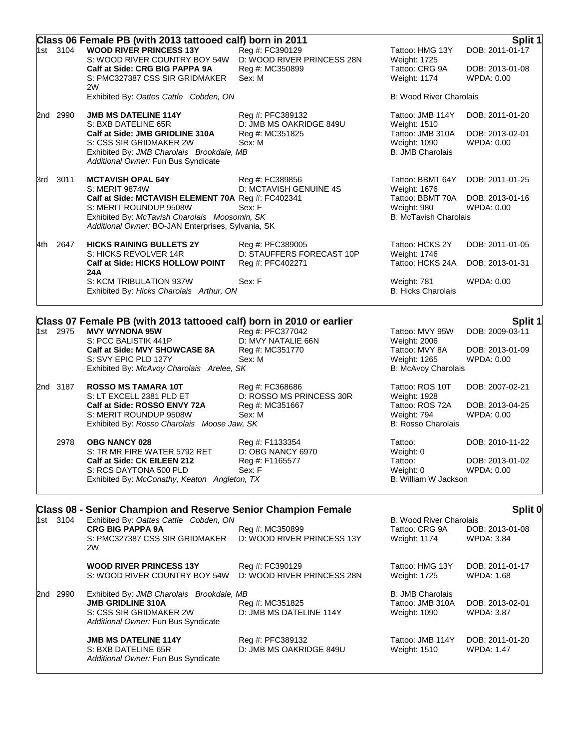## Class 06 Female PB (with 2013 tattooed calf) born in 2011

**Split 1**

1st 3104 **WOOD RIVER PRINCESS 13Y** Reg #: FC390129 Tattoo: HMG 13Y DOB: 2011-01-17
S: WOOD RIVER COUNTRY BOY 54W D: WOOD RIVER PRINCESS 28N Weight: 1725
**Calf at Side: CRG BIG PAPPA 9A** Reg #: MC350899 Tattoo: CRG 9A DOB: 2013-01-08
S: PMC327387 CSS SIR GRIDMAKER 2W Sex: M Weight: 1174 WPDA: 0.00
Exhibited By: *Oattes Cattle Cobden, ON*
B: Wood River Charolais

2nd 2990 **JMB MS DATELINE 114Y** Reg #: PFC389132 Tattoo: JMB 114Y DOB: 2011-01-20
S: BXB DATELINE 65R D: JMB MS OAKRIDGE 849U Weight: 1510
**Calf at Side: JMB GRIDLINE 310A** Reg #: MC351825 Tattoo: JMB 310A DOB: 2013-02-01
S: CSS SIR GRIDMAKER 2W Sex: M Weight: 1090 WPDA: 0.00
Exhibited By: *JMB Charolais Brookdale, MB*
B: JMB Charolais
*Additional Owner:* Fun Bus Syndicate

3rd 3011 **MCTAVISH OPAL 64Y** Reg #: FC389856 Tattoo: BBMT 64Y DOB: 2011-01-25
S: MERIT 9874W D: MCTAVISH GENUINE 4S Weight: 1676
**Calf at Side: MCTAVISH ELEMENT 70A** Reg #: FC402341 Tattoo: BBMT 70A DOB: 2013-01-16
S: MERIT ROUNDUP 9508W Sex: F Weight: 980 WPDA: 0.00
Exhibited By: *McTavish Charolais Moosomin, SK*
B: McTavish Charolais
*Additional Owner:* BO-JAN Enterprises, Sylvania, SK

4th 2647 **HICKS RAINING BULLETS 2Y** Reg #: PFC389005 Tattoo: HCKS 2Y DOB: 2011-01-05
S: HICKS REVOLVER 14R D: STAUFFERS FORECAST 10P Weight: 1746
**Calf at Side: HICKS HOLLOW POINT 24A** Reg #: PFC402271 Tattoo: HCKS 24A DOB: 2013-01-31
S: KCM TRIBULATION 937W Sex: F Weight: 781 WPDA: 0.00
Exhibited By: *Hicks Charolais Arthur, ON*
B: Hicks Charolais

## Class 07 Female PB (with 2013 tattooed calf) born in 2010 or earlier

**Split 1**

1st 2975 **MVY WYNONA 95W** Reg #: PFC377042 Tattoo: MVY 95W DOB: 2009-03-11
S: PCC BALISTIK 441P D: MVY NATALIE 66N Weight: 2006
**Calf at Side: MVY SHOWCASE 8A** Reg #: MC351770 Tattoo: MVY 8A DOB: 2013-01-09
S: SVY EPIC PLD 127Y Sex: M Weight: 1265 WPDA: 0.00
Exhibited By: *McAvoy Charolais Arelee, SK*
B: McAvoy Charolais

2nd 3187 **ROSSO MS TAMARA 10T** Reg #: FC368686 Tattoo: ROS 10T DOB: 2007-02-21
S: LT EXCELL 2381 PLD ET D: ROSSO MS PRINCESS 30R Weight: 1928
**Calf at Side: ROSSO ENVY 72A** Reg #: MC351667 Tattoo: ROS 72A DOB: 2013-04-25
S: MERIT ROUNDUP 9508W Sex: M Weight: 794 WPDA: 0.00
Exhibited By: *Rosso Charolais Moose Jaw, SK*
B: Rosso Charolais

2978 **OBG NANCY 028** Reg #: F1133354 Tattoo: DOB: 2010-11-22
S: TR MR FIRE WATER 5792 RET D: OBG NANCY 6970 Weight: 0
**Calf at Side: CK EILEEN 212** Reg #: F1165577 Tattoo: DOB: 2013-01-02
S: RCS DAYTONA 500 PLD Sex: F Weight: 0 WPDA: 0.00
Exhibited By: *McConathy, Keaton Angleton, TX*
B: William W Jackson

## Class 08 - Senior Champion and Reserve Senior Champion Female

**Split 0**

1st 3104 Exhibited By: *Oattes Cattle Cobden, ON*
B: Wood River Charolais
**CRG BIG PAPPA 9A** Reg #: MC350899 Tattoo: CRG 9A DOB: 2013-01-08
S: PMC327387 CSS SIR GRIDMAKER 2W D: WOOD RIVER PRINCESS 13Y Weight: 1174 WPDA: 3.84

**WOOD RIVER PRINCESS 13Y** Reg #: FC390129 Tattoo: HMG 13Y DOB: 2011-01-17
S: WOOD RIVER COUNTRY BOY 54W D: WOOD RIVER PRINCESS 28N Weight: 1725 WPDA: 1.68

2nd 2990 Exhibited By: *JMB Charolais Brookdale, MB*
B: JMB Charolais
**JMB GRIDLINE 310A** Reg #: MC351825 Tattoo: JMB 310A DOB: 2013-02-01
S: CSS SIR GRIDMAKER 2W D: JMB MS DATELINE 114Y Weight: 1090 WPDA: 3.87
*Additional Owner:* Fun Bus Syndicate

**JMB MS DATELINE 114Y** Reg #: PFC389132 Tattoo: JMB 114Y DOB: 2011-01-20
S: BXB DATELINE 65R D: JMB MS OAKRIDGE 849U Weight: 1510 WPDA: 1.47
*Additional Owner:* Fun Bus Syndicate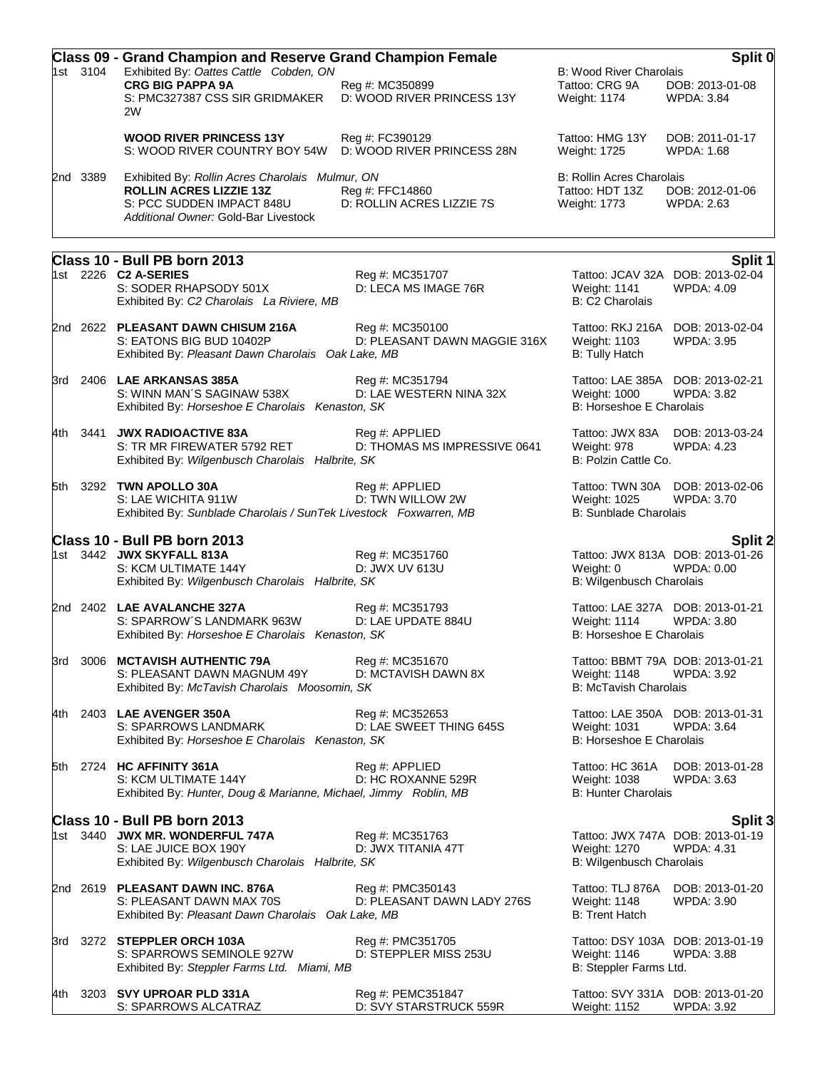## Class 09 - Grand Champion and Reserve Grand Champion Female — Split 0

**1st 3104** Exhibited By: *Oattes Cattle Cobden, ON* — B: Wood River Charolais

**CRG BIG PAPPA 9A** — Reg #: MC350899 — Tattoo: CRG 9A — DOB: 2013-01-08
S: PMC327387 CSS SIR GRIDMAKER 2W — D: WOOD RIVER PRINCESS 13Y — Weight: 1174 — WPDA: 3.84

**WOOD RIVER PRINCESS 13Y** — Reg #: FC390129 — Tattoo: HMG 13Y — DOB: 2011-01-17
S: WOOD RIVER COUNTRY BOY 54W — D: WOOD RIVER PRINCESS 28N — Weight: 1725 — WPDA: 1.68

**2nd 3389** Exhibited By: *Rollin Acres Charolais Mulmur, ON* — B: Rollin Acres Charolais

**ROLLIN ACRES LIZZIE 13Z** — Reg #: FFC14860 — Tattoo: HDT 13Z — DOB: 2012-01-06
S: PCC SUDDEN IMPACT 848U — D: ROLLIN ACRES LIZZIE 7S — Weight: 1773 — WPDA: 2.63
*Additional Owner:* Gold-Bar Livestock

## Class 10 - Bull PB born 2013 — Split 1

**1st 2226 C2 A-SERIES** — Reg #: MC351707 — Tattoo: JCAV 32A — DOB: 2013-02-04
S: SODER RHAPSODY 501X — D: LECA MS IMAGE 76R — Weight: 1141 — WPDA: 4.09
Exhibited By: *C2 Charolais La Riviere, MB* — B: C2 Charolais

**2nd 2622 PLEASANT DAWN CHISUM 216A** — Reg #: MC350100 — Tattoo: RKJ 216A — DOB: 2013-02-04
S: EATONS BIG BUD 10402P — D: PLEASANT DAWN MAGGIE 316X — Weight: 1103 — WPDA: 3.95
Exhibited By: *Pleasant Dawn Charolais Oak Lake, MB* — B: Tully Hatch

**3rd 2406 LAE ARKANSAS 385A** — Reg #: MC351794 — Tattoo: LAE 385A — DOB: 2013-02-21
S: WINN MAN´S SAGINAW 538X — D: LAE WESTERN NINA 32X — Weight: 1000 — WPDA: 3.82
Exhibited By: *Horseshoe E Charolais Kenaston, SK* — B: Horseshoe E Charolais

**4th 3441 JWX RADIOACTIVE 83A** — Reg #: APPLIED — Tattoo: JWX 83A — DOB: 2013-03-24
S: TR MR FIREWATER 5792 RET — D: THOMAS MS IMPRESSIVE 0641 — Weight: 978 — WPDA: 4.23
Exhibited By: *Wilgenbusch Charolais Halbrite, SK* — B: Polzin Cattle Co.

**5th 3292 TWN APOLLO 30A** — Reg #: APPLIED — Tattoo: TWN 30A — DOB: 2013-02-06
S: LAE WICHITA 911W — D: TWN WILLOW 2W — Weight: 1025 — WPDA: 3.70
Exhibited By: *Sunblade Charolais / SunTek Livestock Foxwarren, MB* — B: Sunblade Charolais

## Class 10 - Bull PB born 2013 — Split 2

**1st 3442 JWX SKYFALL 813A** — Reg #: MC351760 — Tattoo: JWX 813A — DOB: 2013-01-26
S: KCM ULTIMATE 144Y — D: JWX UV 613U — Weight: 0 — WPDA: 0.00
Exhibited By: *Wilgenbusch Charolais Halbrite, SK* — B: Wilgenbusch Charolais

**2nd 2402 LAE AVALANCHE 327A** — Reg #: MC351793 — Tattoo: LAE 327A — DOB: 2013-01-21
S: SPARROW´S LANDMARK 963W — D: LAE UPDATE 884U — Weight: 1114 — WPDA: 3.80
Exhibited By: *Horseshoe E Charolais Kenaston, SK* — B: Horseshoe E Charolais

**3rd 3006 MCTAVISH AUTHENTIC 79A** — Reg #: MC351670 — Tattoo: BBMT 79A — DOB: 2013-01-21
S: PLEASANT DAWN MAGNUM 49Y — D: MCTAVISH DAWN 8X — Weight: 1148 — WPDA: 3.92
Exhibited By: *McTavish Charolais Moosomin, SK* — B: McTavish Charolais

**4th 2403 LAE AVENGER 350A** — Reg #: MC352653 — Tattoo: LAE 350A — DOB: 2013-01-31
S: SPARROWS LANDMARK — D: LAE SWEET THING 645S — Weight: 1031 — WPDA: 3.64
Exhibited By: *Horseshoe E Charolais Kenaston, SK* — B: Horseshoe E Charolais

**5th 2724 HC AFFINITY 361A** — Reg #: APPLIED — Tattoo: HC 361A — DOB: 2013-01-28
S: KCM ULTIMATE 144Y — D: HC ROXANNE 529R — Weight: 1038 — WPDA: 3.63
Exhibited By: *Hunter, Doug & Marianne, Michael, Jimmy Roblin, MB* — B: Hunter Charolais

## Class 10 - Bull PB born 2013 — Split 3

**1st 3440 JWX MR. WONDERFUL 747A** — Reg #: MC351763 — Tattoo: JWX 747A — DOB: 2013-01-19
S: LAE JUICE BOX 190Y — D: JWX TITANIA 47T — Weight: 1270 — WPDA: 4.31
Exhibited By: *Wilgenbusch Charolais Halbrite, SK* — B: Wilgenbusch Charolais

**2nd 2619 PLEASANT DAWN INC. 876A** — Reg #: PMC350143 — Tattoo: TLJ 876A — DOB: 2013-01-20
S: PLEASANT DAWN MAX 70S — D: PLEASANT DAWN LADY 276S — Weight: 1148 — WPDA: 3.90
Exhibited By: *Pleasant Dawn Charolais Oak Lake, MB* — B: Trent Hatch

**3rd 3272 STEPPLER ORCH 103A** — Reg #: PMC351705 — Tattoo: DSY 103A — DOB: 2013-01-19
S: SPARROWS SEMINOLE 927W — D: STEPPLER MISS 253U — Weight: 1146 — WPDA: 3.88
Exhibited By: *Steppler Farms Ltd. Miami, MB* — B: Steppler Farms Ltd.

**4th 3203 SVY UPROAR PLD 331A** — Reg #: PEMC351847 — Tattoo: SVY 331A — DOB: 2013-01-20
S: SPARROWS ALCATRAZ — D: SVY STARSTRUCK 559R — Weight: 1152 — WPDA: 3.92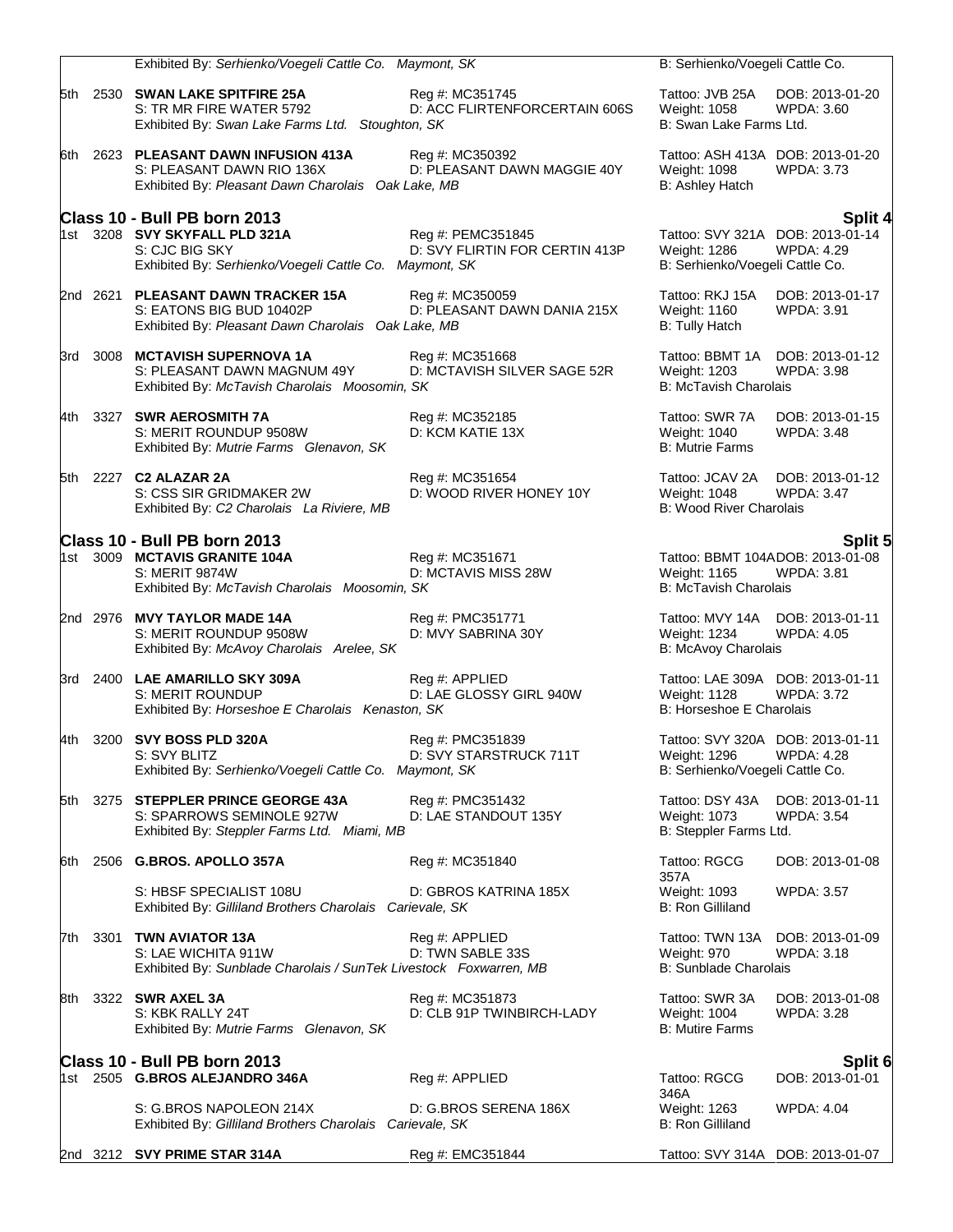Exhibited By: *Serhienko/Voegeli Cattle Co. Maymont, SK* B: Serhienko/Voegeli Cattle Co.

| Place | No. | Name | Reg / Dam | Tattoo / Weight / Breeder | DOB / WPDA |
|---|---|---|---|---|---|
| 5th | 2530 | **SWAN LAKE SPITFIRE 25A** | Reg #: MC351745 | Tattoo: JVB 25A | DOB: 2013-01-20 |
| | | S: TR MR FIRE WATER 5792 | D: ACC FLIRTENFORCERTAIN 606S | Weight: 1058 | WPDA: 3.60 |
| | | Exhibited By: *Swan Lake Farms Ltd. Stoughton, SK* | | B: Swan Lake Farms Ltd. | |
| 6th | 2623 | **PLEASANT DAWN INFUSION 413A** | Reg #: MC350392 | Tattoo: ASH 413A | DOB: 2013-01-20 |
| | | S: PLEASANT DAWN RIO 136X | D: PLEASANT DAWN MAGGIE 40Y | Weight: 1098 | WPDA: 3.73 |
| | | Exhibited By: *Pleasant Dawn Charolais Oak Lake, MB* | | B: Ashley Hatch | |

## Class 10 - Bull PB born 2013 — Split 4

| Place | No. | Name | Reg / Dam | Tattoo / Weight / Breeder | DOB / WPDA |
|---|---|---|---|---|---|
| 1st | 3208 | **SVY SKYFALL PLD 321A** | Reg #: PEMC351845 | Tattoo: SVY 321A | DOB: 2013-01-14 |
| | | S: CJC BIG SKY | D: SVY FLIRTIN FOR CERTIN 413P | Weight: 1286 | WPDA: 4.29 |
| | | Exhibited By: *Serhienko/Voegeli Cattle Co. Maymont, SK* | | B: Serhienko/Voegeli Cattle Co. | |
| 2nd | 2621 | **PLEASANT DAWN TRACKER 15A** | Reg #: MC350059 | Tattoo: RKJ 15A | DOB: 2013-01-17 |
| | | S: EATONS BIG BUD 10402P | D: PLEASANT DAWN DANIA 215X | Weight: 1160 | WPDA: 3.91 |
| | | Exhibited By: *Pleasant Dawn Charolais Oak Lake, MB* | | B: Tully Hatch | |
| 3rd | 3008 | **MCTAVISH SUPERNOVA 1A** | Reg #: MC351668 | Tattoo: BBMT 1A | DOB: 2013-01-12 |
| | | S: PLEASANT DAWN MAGNUM 49Y | D: MCTAVISH SILVER SAGE 52R | Weight: 1203 | WPDA: 3.98 |
| | | Exhibited By: *McTavish Charolais Moosomin, SK* | | B: McTavish Charolais | |
| 4th | 3327 | **SWR AEROSMITH 7A** | Reg #: MC352185 | Tattoo: SWR 7A | DOB: 2013-01-15 |
| | | S: MERIT ROUNDUP 9508W | D: KCM KATIE 13X | Weight: 1040 | WPDA: 3.48 |
| | | Exhibited By: *Mutrie Farms Glenavon, SK* | | B: Mutrie Farms | |
| 5th | 2227 | **C2 ALAZAR 2A** | Reg #: MC351654 | Tattoo: JCAV 2A | DOB: 2013-01-12 |
| | | S: CSS SIR GRIDMAKER 2W | D: WOOD RIVER HONEY 10Y | Weight: 1048 | WPDA: 3.47 |
| | | Exhibited By: *C2 Charolais La Riviere, MB* | | B: Wood River Charolais | |

## Class 10 - Bull PB born 2013 — Split 5

| Place | No. | Name | Reg / Dam | Tattoo / Weight / Breeder | DOB / WPDA |
|---|---|---|---|---|---|
| 1st | 3009 | **MCTAVIS GRANITE 104A** | Reg #: MC351671 | Tattoo: BBMT 104A | DOB: 2013-01-08 |
| | | S: MERIT 9874W | D: MCTAVIS MISS 28W | Weight: 1165 | WPDA: 3.81 |
| | | Exhibited By: *McTavish Charolais Moosomin, SK* | | B: McTavish Charolais | |
| 2nd | 2976 | **MVY TAYLOR MADE 14A** | Reg #: PMC351771 | Tattoo: MVY 14A | DOB: 2013-01-11 |
| | | S: MERIT ROUNDUP 9508W | D: MVY SABRINA 30Y | Weight: 1234 | WPDA: 4.05 |
| | | Exhibited By: *McAvoy Charolais Arelee, SK* | | B: McAvoy Charolais | |
| 3rd | 2400 | **LAE AMARILLO SKY 309A** | Reg #: APPLIED | Tattoo: LAE 309A | DOB: 2013-01-11 |
| | | S: MERIT ROUNDUP | D: LAE GLOSSY GIRL 940W | Weight: 1128 | WPDA: 3.72 |
| | | Exhibited By: *Horseshoe E Charolais Kenaston, SK* | | B: Horseshoe E Charolais | |
| 4th | 3200 | **SVY BOSS PLD 320A** | Reg #: PMC351839 | Tattoo: SVY 320A | DOB: 2013-01-11 |
| | | S: SVY BLITZ | D: SVY STARSTRUCK 711T | Weight: 1296 | WPDA: 4.28 |
| | | Exhibited By: *Serhienko/Voegeli Cattle Co. Maymont, SK* | | B: Serhienko/Voegeli Cattle Co. | |
| 5th | 3275 | **STEPPLER PRINCE GEORGE 43A** | Reg #: PMC351432 | Tattoo: DSY 43A | DOB: 2013-01-11 |
| | | S: SPARROWS SEMINOLE 927W | D: LAE STANDOUT 135Y | Weight: 1073 | WPDA: 3.54 |
| | | Exhibited By: *Steppler Farms Ltd. Miami, MB* | | B: Steppler Farms Ltd. | |
| 6th | 2506 | **G.BROS. APOLLO 357A** | Reg #: MC351840 | Tattoo: RGCG 357A | DOB: 2013-01-08 |
| | | S: HBSF SPECIALIST 108U | D: GBROS KATRINA 185X | Weight: 1093 | WPDA: 3.57 |
| | | Exhibited By: *Gilliland Brothers Charolais Carievale, SK* | | B: Ron Gilliland | |
| 7th | 3301 | **TWN AVIATOR 13A** | Reg #: APPLIED | Tattoo: TWN 13A | DOB: 2013-01-09 |
| | | S: LAE WICHITA 911W | D: TWN SABLE 33S | Weight: 970 | WPDA: 3.18 |
| | | Exhibited By: *Sunblade Charolais / SunTek Livestock Foxwarren, MB* | | B: Sunblade Charolais | |
| 8th | 3322 | **SWR AXEL 3A** | Reg #: MC351873 | Tattoo: SWR 3A | DOB: 2013-01-08 |
| | | S: KBK RALLY 24T | D: CLB 91P TWINBIRCH-LADY | Weight: 1004 | WPDA: 3.28 |
| | | Exhibited By: *Mutrie Farms Glenavon, SK* | | B: Mutire Farms | |

## Class 10 - Bull PB born 2013 — Split 6

| Place | No. | Name | Reg / Dam | Tattoo / Weight / Breeder | DOB / WPDA |
|---|---|---|---|---|---|
| 1st | 2505 | **G.BROS ALEJANDRO 346A** | Reg #: APPLIED | Tattoo: RGCG 346A | DOB: 2013-01-01 |
| | | S: G.BROS NAPOLEON 214X | D: G.BROS SERENA 186X | Weight: 1263 | WPDA: 4.04 |
| | | Exhibited By: *Gilliland Brothers Charolais Carievale, SK* | | B: Ron Gilliland | |
| 2nd | 3212 | **SVY PRIME STAR 314A** | Reg #: EMC351844 | Tattoo: SVY 314A | DOB: 2013-01-07 |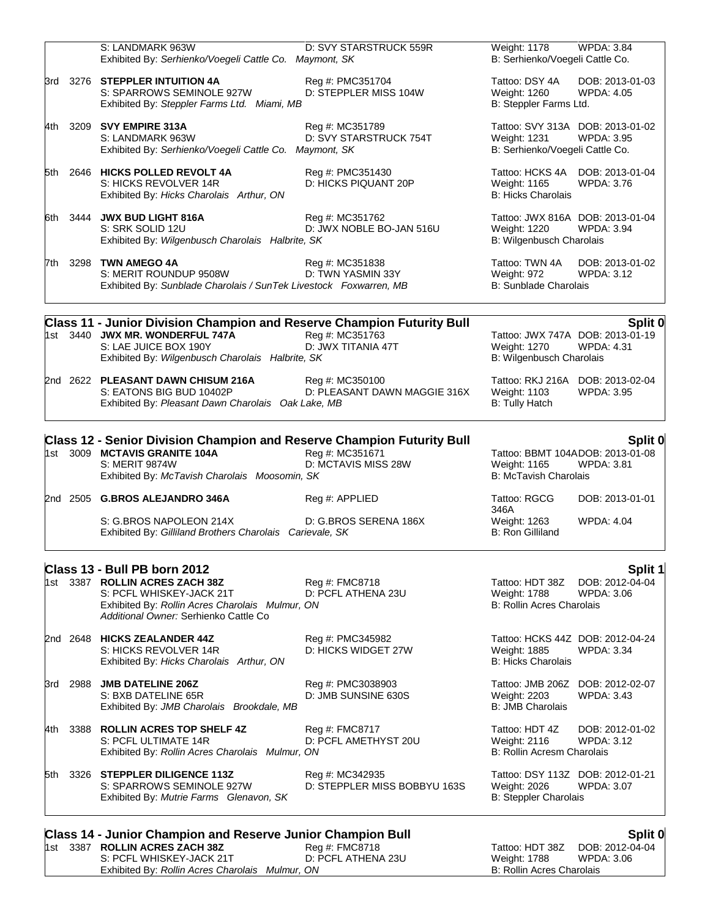| | | S: LANDMARK 963W | D: SVY STARSTRUCK 559R | Weight: 1178 | WPDA: 3.84 |
|---|---|---|---|---|---|
| | | Exhibited By: *Serhienko/Voegeli Cattle Co. Maymont, SK* | | B: Serhienko/Voegeli Cattle Co. | |
| 3rd | 3276 | **STEPPLER INTUITION 4A** | Reg #: PMC351704 | Tattoo: DSY 4A | DOB: 2013-01-03 |
| | | S: SPARROWS SEMINOLE 927W | D: STEPPLER MISS 104W | Weight: 1260 | WPDA: 4.05 |
| | | Exhibited By: *Steppler Farms Ltd. Miami, MB* | | B: Steppler Farms Ltd. | |
| 4th | 3209 | **SVY EMPIRE 313A** | Reg #: MC351789 | Tattoo: SVY 313A | DOB: 2013-01-02 |
| | | S: LANDMARK 963W | D: SVY STARSTRUCK 754T | Weight: 1231 | WPDA: 3.95 |
| | | Exhibited By: *Serhienko/Voegeli Cattle Co. Maymont, SK* | | B: Serhienko/Voegeli Cattle Co. | |
| 5th | 2646 | **HICKS POLLED REVOLT 4A** | Reg #: PMC351430 | Tattoo: HCKS 4A | DOB: 2013-01-04 |
| | | S: HICKS REVOLVER 14R | D: HICKS PIQUANT 20P | Weight: 1165 | WPDA: 3.76 |
| | | Exhibited By: *Hicks Charolais Arthur, ON* | | B: Hicks Charolais | |
| 6th | 3444 | **JWX BUD LIGHT 816A** | Reg #: MC351762 | Tattoo: JWX 816A | DOB: 2013-01-04 |
| | | S: SRK SOLID 12U | D: JWX NOBLE BO-JAN 516U | Weight: 1220 | WPDA: 3.94 |
| | | Exhibited By: *Wilgenbusch Charolais Halbrite, SK* | | B: Wilgenbusch Charolais | |
| 7th | 3298 | **TWN AMEGO 4A** | Reg #: MC351838 | Tattoo: TWN 4A | DOB: 2013-01-02 |
| | | S: MERIT ROUNDUP 9508W | D: TWN YASMIN 33Y | Weight: 972 | WPDA: 3.12 |
| | | Exhibited By: *Sunblade Charolais / SunTek Livestock Foxwarren, MB* | | B: Sunblade Charolais | |

## Class 11 - Junior Division Champion and Reserve Champion Futurity Bull — Split 0

| | | | | | |
|---|---|---|---|---|---|
| 1st | 3440 | **JWX MR. WONDERFUL 747A** | Reg #: MC351763 | Tattoo: JWX 747A | DOB: 2013-01-19 |
| | | S: LAE JUICE BOX 190Y | D: JWX TITANIA 47T | Weight: 1270 | WPDA: 4.31 |
| | | Exhibited By: *Wilgenbusch Charolais Halbrite, SK* | | B: Wilgenbusch Charolais | |
| 2nd | 2622 | **PLEASANT DAWN CHISUM 216A** | Reg #: MC350100 | Tattoo: RKJ 216A | DOB: 2013-02-04 |
| | | S: EATONS BIG BUD 10402P | D: PLEASANT DAWN MAGGIE 316X | Weight: 1103 | WPDA: 3.95 |
| | | Exhibited By: *Pleasant Dawn Charolais Oak Lake, MB* | | B: Tully Hatch | |

## Class 12 - Senior Division Champion and Reserve Champion Futurity Bull — Split 0

| | | | | | |
|---|---|---|---|---|---|
| 1st | 3009 | **MCTAVIS GRANITE 104A** | Reg #: MC351671 | Tattoo: BBMT 104A | DOB: 2013-01-08 |
| | | S: MERIT 9874W | D: MCTAVIS MISS 28W | Weight: 1165 | WPDA: 3.81 |
| | | Exhibited By: *McTavish Charolais Moosomin, SK* | | B: McTavish Charolais | |
| 2nd | 2505 | **G.BROS ALEJANDRO 346A** | Reg #: APPLIED | Tattoo: RGCG 346A | DOB: 2013-01-01 |
| | | S: G.BROS NAPOLEON 214X | D: G.BROS SERENA 186X | Weight: 1263 | WPDA: 4.04 |
| | | Exhibited By: *Gilliland Brothers Charolais Carievale, SK* | | B: Ron Gilliland | |

## Class 13 - Bull PB born 2012 — Split 1

| | | | | | |
|---|---|---|---|---|---|
| 1st | 3387 | **ROLLIN ACRES ZACH 38Z** | Reg #: FMC8718 | Tattoo: HDT 38Z | DOB: 2012-04-04 |
| | | S: PCFL WHISKEY-JACK 21T | D: PCFL ATHENA 23U | Weight: 1788 | WPDA: 3.06 |
| | | Exhibited By: *Rollin Acres Charolais Mulmur, ON* | | B: Rollin Acres Charolais | |
| | | *Additional Owner:* Serhienko Cattle Co | | | |
| 2nd | 2648 | **HICKS ZEALANDER 44Z** | Reg #: PMC345982 | Tattoo: HCKS 44Z | DOB: 2012-04-24 |
| | | S: HICKS REVOLVER 14R | D: HICKS WIDGET 27W | Weight: 1885 | WPDA: 3.34 |
| | | Exhibited By: *Hicks Charolais Arthur, ON* | | B: Hicks Charolais | |
| 3rd | 2988 | **JMB DATELINE 206Z** | Reg #: PMC3038903 | Tattoo: JMB 206Z | DOB: 2012-02-07 |
| | | S: BXB DATELINE 65R | D: JMB SUNSINE 630S | Weight: 2203 | WPDA: 3.43 |
| | | Exhibited By: *JMB Charolais Brookdale, MB* | | B: JMB Charolais | |
| 4th | 3388 | **ROLLIN ACRES TOP SHELF 4Z** | Reg #: FMC8717 | Tattoo: HDT 4Z | DOB: 2012-01-02 |
| | | S: PCFL ULTIMATE 14R | D: PCFL AMETHYST 20U | Weight: 2116 | WPDA: 3.12 |
| | | Exhibited By: *Rollin Acres Charolais Mulmur, ON* | | B: Rollin Acresm Charolais | |
| 5th | 3326 | **STEPPLER DILIGENCE 113Z** | Reg #: MC342935 | Tattoo: DSY 113Z | DOB: 2012-01-21 |
| | | S: SPARROWS SEMINOLE 927W | D: STEPPLER MISS BOBBYU 163S | Weight: 2026 | WPDA: 3.07 |
| | | Exhibited By: *Mutrie Farms Glenavon, SK* | | B: Steppler Charolais | |

## Class 14 - Junior Champion and Reserve Junior Champion Bull — Split 0

| | | | | | |
|---|---|---|---|---|---|
| 1st | 3387 | **ROLLIN ACRES ZACH 38Z** | Reg #: FMC8718 | Tattoo: HDT 38Z | DOB: 2012-04-04 |
| | | S: PCFL WHISKEY-JACK 21T | D: PCFL ATHENA 23U | Weight: 1788 | WPDA: 3.06 |
| | | Exhibited By: *Rollin Acres Charolais Mulmur, ON* | | B: Rollin Acres Charolais | |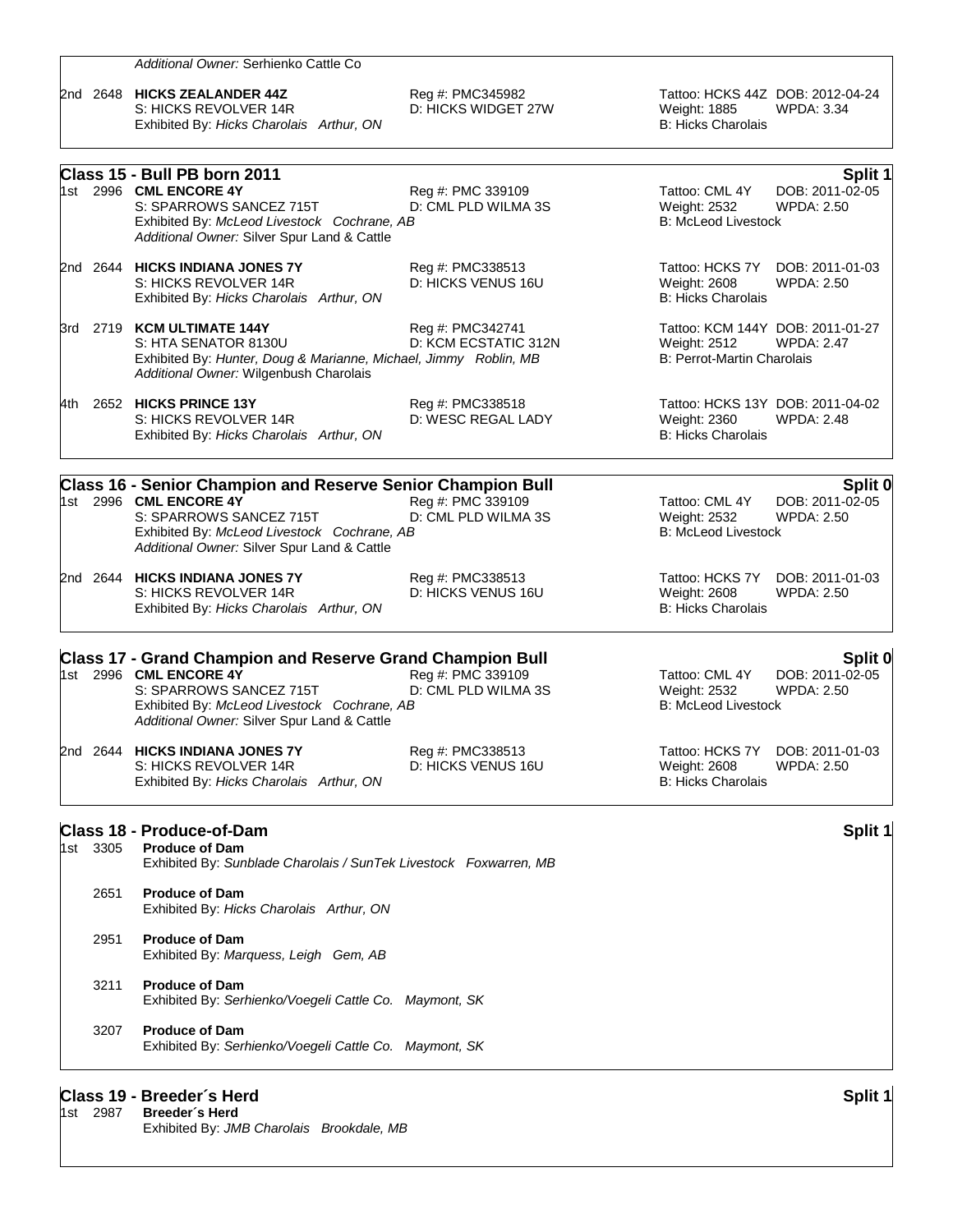*Additional Owner:* Serhienko Cattle Co

2nd 2648 **HICKS ZEALANDER 44Z** Reg #: PMC345982 Tattoo: HCKS 44Z DOB: 2012-04-24
S: HICKS REVOLVER 14R D: HICKS WIDGET 27W Weight: 1885 WPDA: 3.34
Exhibited By: *Hicks Charolais Arthur, ON* B: Hicks Charolais

## Class 15 - Bull PB born 2011 — Split 1

1st 2996 **CML ENCORE 4Y** Reg #: PMC 339109 Tattoo: CML 4Y DOB: 2011-02-05
S: SPARROWS SANCEZ 715T D: CML PLD WILMA 3S Weight: 2532 WPDA: 2.50
Exhibited By: *McLeod Livestock Cochrane, AB* B: McLeod Livestock
*Additional Owner:* Silver Spur Land & Cattle

2nd 2644 **HICKS INDIANA JONES 7Y** Reg #: PMC338513 Tattoo: HCKS 7Y DOB: 2011-01-03
S: HICKS REVOLVER 14R D: HICKS VENUS 16U Weight: 2608 WPDA: 2.50
Exhibited By: *Hicks Charolais Arthur, ON* B: Hicks Charolais

3rd 2719 **KCM ULTIMATE 144Y** Reg #: PMC342741 Tattoo: KCM 144Y DOB: 2011-01-27
S: HTA SENATOR 8130U D: KCM ECSTATIC 312N Weight: 2512 WPDA: 2.47
Exhibited By: *Hunter, Doug & Marianne, Michael, Jimmy Roblin, MB* B: Perrot-Martin Charolais
*Additional Owner:* Wilgenbush Charolais

4th 2652 **HICKS PRINCE 13Y** Reg #: PMC338518 Tattoo: HCKS 13Y DOB: 2011-04-02
S: HICKS REVOLVER 14R D: WESC REGAL LADY Weight: 2360 WPDA: 2.48
Exhibited By: *Hicks Charolais Arthur, ON* B: Hicks Charolais

## Class 16 - Senior Champion and Reserve Senior Champion Bull — Split 0

1st 2996 **CML ENCORE 4Y** Reg #: PMC 339109 Tattoo: CML 4Y DOB: 2011-02-05
S: SPARROWS SANCEZ 715T D: CML PLD WILMA 3S Weight: 2532 WPDA: 2.50
Exhibited By: *McLeod Livestock Cochrane, AB* B: McLeod Livestock
*Additional Owner:* Silver Spur Land & Cattle

2nd 2644 **HICKS INDIANA JONES 7Y** Reg #: PMC338513 Tattoo: HCKS 7Y DOB: 2011-01-03
S: HICKS REVOLVER 14R D: HICKS VENUS 16U Weight: 2608 WPDA: 2.50
Exhibited By: *Hicks Charolais Arthur, ON* B: Hicks Charolais

## Class 17 - Grand Champion and Reserve Grand Champion Bull — Split 0

1st 2996 **CML ENCORE 4Y** Reg #: PMC 339109 Tattoo: CML 4Y DOB: 2011-02-05
S: SPARROWS SANCEZ 715T D: CML PLD WILMA 3S Weight: 2532 WPDA: 2.50
Exhibited By: *McLeod Livestock Cochrane, AB* B: McLeod Livestock
*Additional Owner:* Silver Spur Land & Cattle

2nd 2644 **HICKS INDIANA JONES 7Y** Reg #: PMC338513 Tattoo: HCKS 7Y DOB: 2011-01-03
S: HICKS REVOLVER 14R D: HICKS VENUS 16U Weight: 2608 WPDA: 2.50
Exhibited By: *Hicks Charolais Arthur, ON* B: Hicks Charolais

## Class 18 - Produce-of-Dam — Split 1

1st 3305 **Produce of Dam**
Exhibited By: *Sunblade Charolais / SunTek Livestock Foxwarren, MB*

2651 **Produce of Dam**
Exhibited By: *Hicks Charolais Arthur, ON*

2951 **Produce of Dam**
Exhibited By: *Marquess, Leigh Gem, AB*

3211 **Produce of Dam**
Exhibited By: *Serhienko/Voegeli Cattle Co. Maymont, SK*

3207 **Produce of Dam**
Exhibited By: *Serhienko/Voegeli Cattle Co. Maymont, SK*

## Class 19 - Breeder´s Herd — Split 1

1st 2987 **Breeder´s Herd**
Exhibited By: *JMB Charolais Brookdale, MB*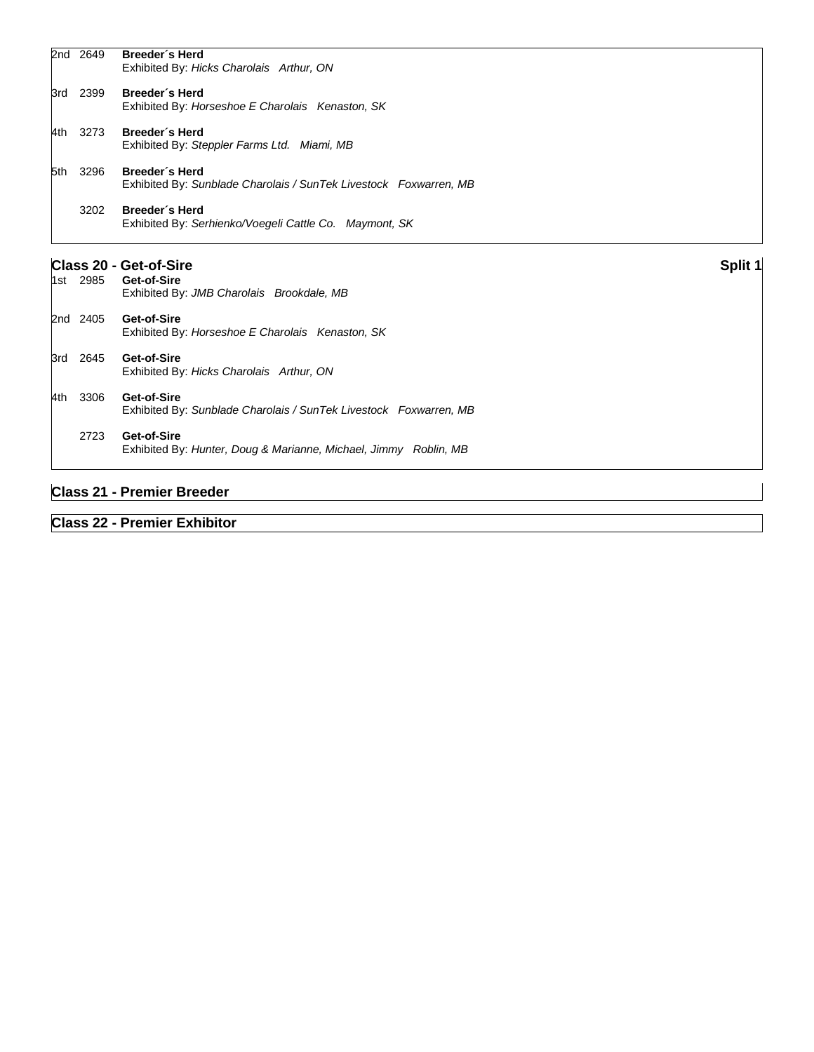2nd 2649 **Breeder´s Herd**
Exhibited By: *Hicks Charolais Arthur, ON*

3rd 2399 **Breeder´s Herd**
Exhibited By: *Horseshoe E Charolais Kenaston, SK*

4th 3273 **Breeder´s Herd**
Exhibited By: *Steppler Farms Ltd. Miami, MB*

5th 3296 **Breeder´s Herd**
Exhibited By: *Sunblade Charolais / SunTek Livestock Foxwarren, MB*

3202 **Breeder´s Herd**
Exhibited By: *Serhienko/Voegeli Cattle Co. Maymont, SK*

## Class 20 - Get-of-Sire

**Split 1**

1st 2985 **Get-of-Sire**
Exhibited By: *JMB Charolais Brookdale, MB*

2nd 2405 **Get-of-Sire**
Exhibited By: *Horseshoe E Charolais Kenaston, SK*

3rd 2645 **Get-of-Sire**
Exhibited By: *Hicks Charolais Arthur, ON*

4th 3306 **Get-of-Sire**
Exhibited By: *Sunblade Charolais / SunTek Livestock Foxwarren, MB*

2723 **Get-of-Sire**
Exhibited By: *Hunter, Doug & Marianne, Michael, Jimmy Roblin, MB*

## Class 21 - Premier Breeder

## Class 22 - Premier Exhibitor